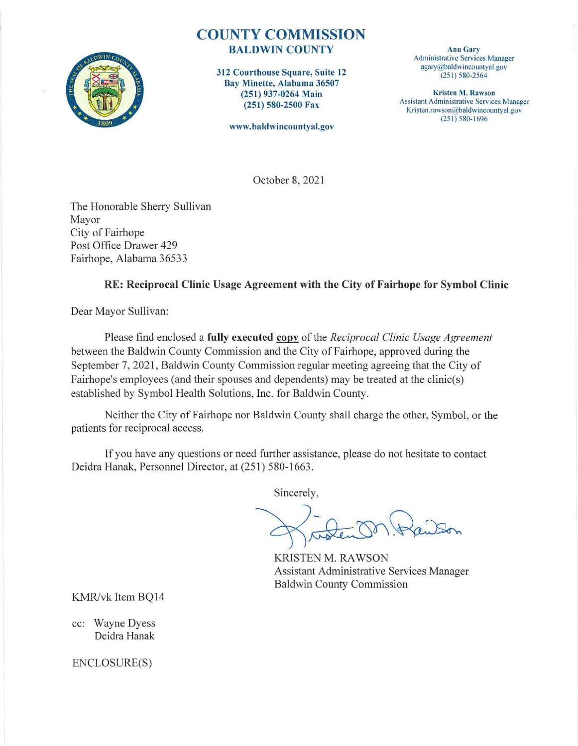# COUNTY COMMISSION
## BALDWIN COUNTY

312 Courthouse Square, Suite 12
Bay Minette, Alabama 36507
(251) 937-0264 Main
(251) 580-2500 Fax

www.baldwincountyal.gov

**Anu Gary**
Administrative Services Manager
agary@baldwincountyal.gov
(251) 580-2564

**Kristen M. Rawson**
Assistant Administrative Services Manager
Kristen.rawson@baldwincountyal.gov
(251) 580-1696

October 8, 2021

The Honorable Sherry Sullivan
Mayor
City of Fairhope
Post Office Drawer 429
Fairhope, Alabama 36533

**RE: Reciprocal Clinic Usage Agreement with the City of Fairhope for Symbol Clinic**

Dear Mayor Sullivan:

Please find enclosed a **fully executed <u>copy</u>** of the *Reciprocal Clinic Usage Agreement* between the Baldwin County Commission and the City of Fairhope, approved during the September 7, 2021, Baldwin County Commission regular meeting agreeing that the City of Fairhope's employees (and their spouses and dependents) may be treated at the clinic(s) established by Symbol Health Solutions, Inc. for Baldwin County.

Neither the City of Fairhope nor Baldwin County shall charge the other, Symbol, or the patients for reciprocal access.

If you have any questions or need further assistance, please do not hesitate to contact Deidra Hanak, Personnel Director, at (251) 580-1663.

Sincerely,

KRISTEN M. RAWSON
Assistant Administrative Services Manager
Baldwin County Commission

KMR/vk Item BQ14

cc: Wayne Dyess
Deidra Hanak

ENCLOSURE(S)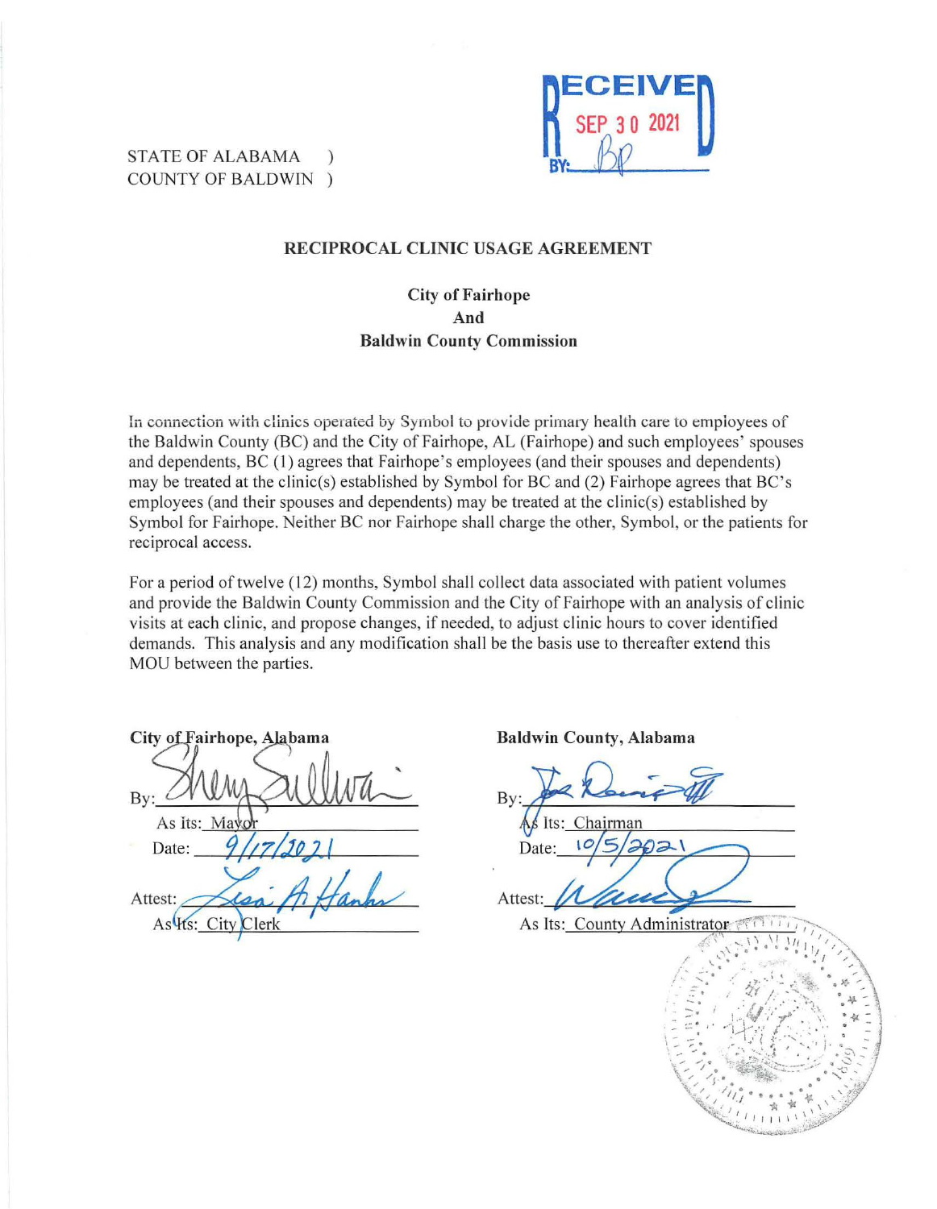RECEIVED
SEP 30 2021
BY: BP

STATE OF ALABAMA )
COUNTY OF BALDWIN )

**RECIPROCAL CLINIC USAGE AGREEMENT**

**City of Fairhope**
**And**
**Baldwin County Commission**

In connection with clinics operated by Symbol to provide primary health care to employees of the Baldwin County (BC) and the City of Fairhope, AL (Fairhope) and such employees' spouses and dependents, BC (1) agrees that Fairhope's employees (and their spouses and dependents) may be treated at the clinic(s) established by Symbol for BC and (2) Fairhope agrees that BC's employees (and their spouses and dependents) may be treated at the clinic(s) established by Symbol for Fairhope. Neither BC nor Fairhope shall charge the other, Symbol, or the patients for reciprocal access.

For a period of twelve (12) months, Symbol shall collect data associated with patient volumes and provide the Baldwin County Commission and the City of Fairhope with an analysis of clinic visits at each clinic, and propose changes, if needed, to adjust clinic hours to cover identified demands. This analysis and any modification shall be the basis use to thereafter extend this MOU between the parties.

**City of Fairhope, Alabama**

By: Sherry Sullivan

As Its: Mayor

Date: 9/17/2021

Attest: Lisa A. Hanks

As Its: City Clerk

**Baldwin County, Alabama**

By: Joe Davis III

As Its: Chairman

Date: 10/5/2021

Attest: Wayne

As Its: County Administrator